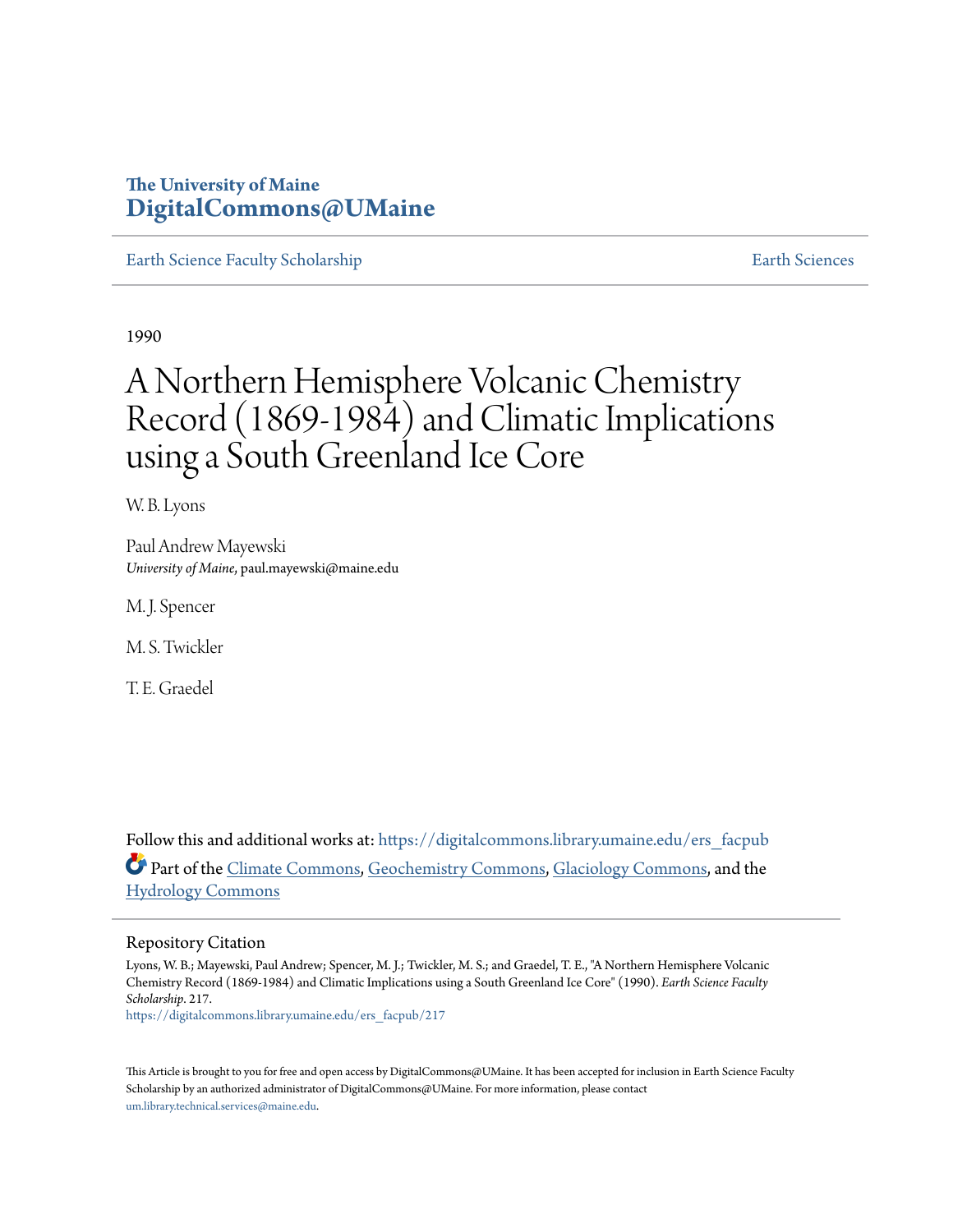The University of Maine
**DigitalCommons@UMaine**

Earth Science Faculty Scholarship | Earth Sciences

1990

# A Northern Hemisphere Volcanic Chemistry Record (1869-1984) and Climatic Implications using a South Greenland Ice Core

W. B. Lyons

Paul Andrew Mayewski
*University of Maine*, paul.mayewski@maine.edu

M. J. Spencer

M. S. Twickler

T. E. Graedel

Follow this and additional works at: https://digitalcommons.library.umaine.edu/ers_facpub

Part of the Climate Commons, Geochemistry Commons, Glaciology Commons, and the Hydrology Commons

## Repository Citation

Lyons, W. B.; Mayewski, Paul Andrew; Spencer, M. J.; Twickler, M. S.; and Graedel, T. E., "A Northern Hemisphere Volcanic Chemistry Record (1869-1984) and Climatic Implications using a South Greenland Ice Core" (1990). *Earth Science Faculty Scholarship*. 217.
https://digitalcommons.library.umaine.edu/ers_facpub/217

This Article is brought to you for free and open access by DigitalCommons@UMaine. It has been accepted for inclusion in Earth Science Faculty Scholarship by an authorized administrator of DigitalCommons@UMaine. For more information, please contact um.library.technical.services@maine.edu.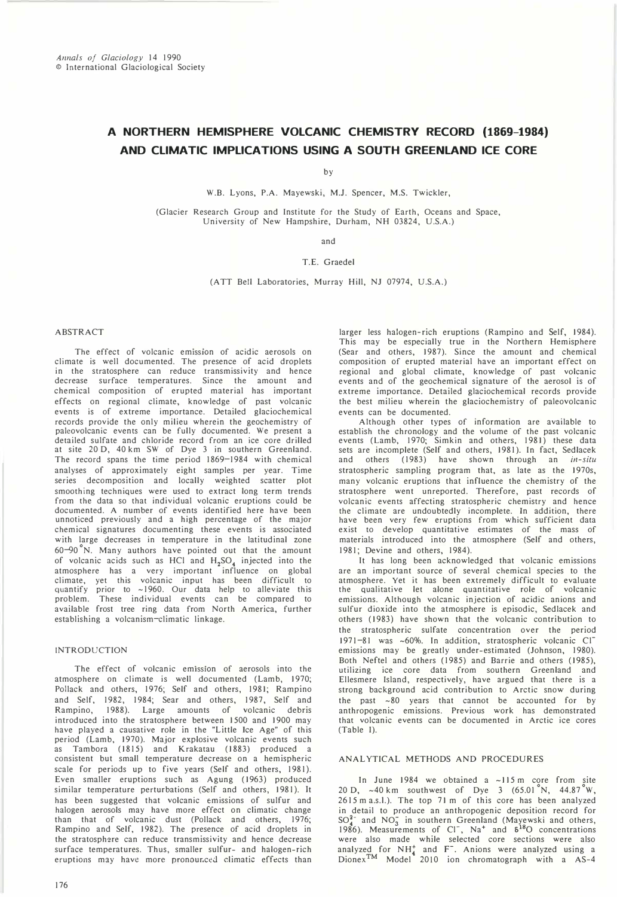*Annals of Glaciology* 14 1990
© International Glaciological Society

# A NORTHERN HEMISPHERE VOLCANIC CHEMISTRY RECORD (1869–1984) AND CLIMATIC IMPLICATIONS USING A SOUTH GREENLAND ICE CORE

by

W.B. Lyons, P.A. Mayewski, M.J. Spencer, M.S. Twickler,

(Glacier Research Group and Institute for the Study of Earth, Oceans and Space, University of New Hampshire, Durham, NH 03824, U.S.A.)

and

T.E. Graedel

(ATT Bell Laboratories, Murray Hill, NJ 07974, U.S.A.)

## ABSTRACT

The effect of volcanic emission of acidic aerosols on climate is well documented. The presence of acid droplets in the stratosphere can reduce transmissivity and hence decrease surface temperatures. Since the amount and chemical composition of erupted material has important effects on regional climate, knowledge of past volcanic events is of extreme importance. Detailed glaciochemical records provide the only milieu wherein the geochemistry of paleovolcanic events can be fully documented. We present a detailed sulfate and chloride record from an ice core drilled at site 20 D, 40 km SW of Dye 3 in southern Greenland. The record spans the time period 1869–1984 with chemical analyses of approximately eight samples per year. Time series decomposition and locally weighted scatter plot smoothing techniques were used to extract long term trends from the data so that individual volcanic eruptions could be documented. A number of events identified here have been unnoticed previously and a high percentage of the major chemical signatures documenting these events is associated with large decreases in temperature in the latitudinal zone 60–90°N. Many authors have pointed out that the amount of volcanic acids such as HCl and $H_2SO_4$ injected into the atmosphere has a very important influence on global climate, yet this volcanic input has been difficult to quantify prior to ~1960. Our data help to alleviate this problem. These individual events can be compared to available frost tree ring data from North America, further establishing a volcanism–climatic linkage.

## INTRODUCTION

The effect of volcanic emission of aerosols into the atmosphere on climate is well documented (Lamb, 1970; Pollack and others, 1976; Self and others, 1981; Rampino and Self, 1982, 1984; Sear and others, 1987, Self and Rampino, 1988). Large amounts of volcanic debris introduced into the stratosphere between 1500 and 1900 may have played a causative role in the "Little Ice Age" of this period (Lamb, 1970). Major explosive volcanic events such as Tambora (1815) and Krakatau (1883) produced a consistent but small temperature decrease on a hemispheric scale for periods up to five years (Self and others, 1981). Even smaller eruptions such as Agung (1963) produced similar temperature perturbations (Self and others, 1981). It has been suggested that volcanic emissions of sulfur and halogen aerosols may have more effect on climatic change than that of volcanic dust (Pollack and others, 1976; Rampino and Self, 1982). The presence of acid droplets in the stratosphere can reduce transmissivity and hence decrease surface temperatures. Thus, smaller sulfur- and halogen-rich eruptions may have more pronounced climatic effects than larger less halogen-rich eruptions (Rampino and Self, 1984). This may be especially true in the Northern Hemisphere (Sear and others, 1987). Since the amount and chemical composition of erupted material have an important effect on regional and global climate, knowledge of past volcanic events and of the geochemical signature of the aerosol is of extreme importance. Detailed glaciochemical records provide the best milieu wherein the glaciochemistry of paleovolcanic events can be documented.

Although other types of information are available to establish the chronology and the volume of the past volcanic events (Lamb, 1970; Simkin and others, 1981) these data sets are incomplete (Self and others, 1981). In fact, Sedlacek and others (1983) have shown through an *in-situ* stratospheric sampling program that, as late as the 1970s, many volcanic eruptions that influence the chemistry of the stratosphere went unreported. Therefore, past records of volcanic events affecting stratospheric chemistry and hence the climate are undoubtedly incomplete. In addition, there have been very few eruptions from which sufficient data exist to develop quantitative estimates of the mass of materials introduced into the atmosphere (Self and others, 1981; Devine and others, 1984).

It has long been acknowledged that volcanic emissions are an important source of several chemical species to the atmosphere. Yet it has been extremely difficult to evaluate the qualitative let alone quantitative role of volcanic emissions. Although volcanic injection of acidic anions and sulfur dioxide into the atmosphere is episodic, Sedlacek and others (1983) have shown that the volcanic contribution to the stratospheric sulfate concentration over the period 1971–81 was ~60%. In addition, stratospheric volcanic $Cl^-$ emissions may be greatly under-estimated (Johnson, 1980). Both Neftel and others (1985) and Barrie and others (1985), utilizing ice core data from southern Greenland and Ellesmere Island, respectively, have argued that there is a strong background acid contribution to Arctic snow during the past ~80 years that cannot be accounted for by anthropogenic emissions. Previous work has demonstrated that volcanic events can be documented in Arctic ice cores (Table I).

## ANALYTICAL METHODS AND PROCEDURES

In June 1984 we obtained a ~115 m core from site 20 D, ~40 km southwest of Dye 3 (65.01°N, 44.87°W, 2615 m a.s.l.). The top 71 m of this core has been analyzed in detail to produce an anthropogenic deposition record for $SO_4^{2-}$ and $NO_3^-$ in southern Greenland (Mayewski and others, 1986). Measurements of $Cl^-$, $Na^+$ and $\delta^{18}O$ concentrations were also made while selected core sections were also analyzed for $NH_4^+$ and $F^-$. Anions were analyzed using a Dionex™ Model 2010 ion chromatograph with a AS-4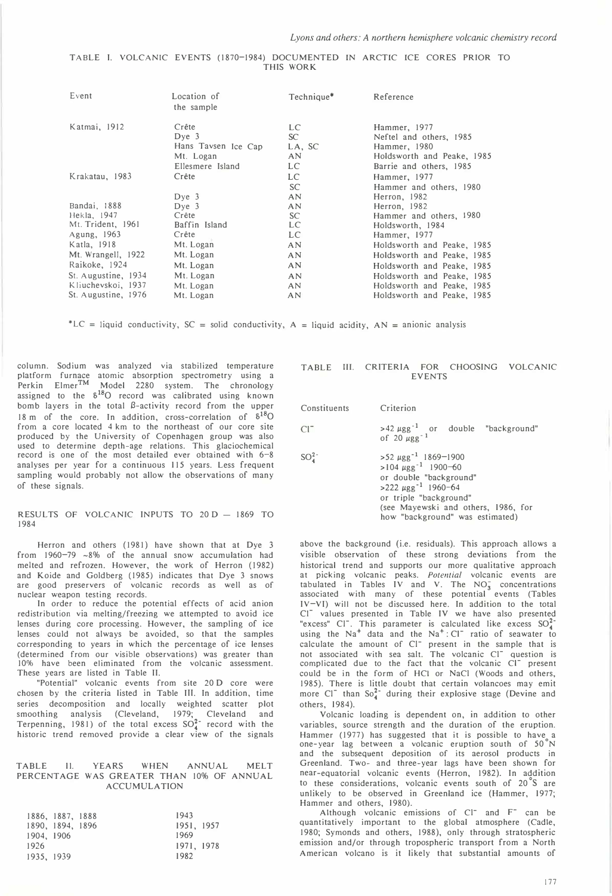TABLE I. VOLCANIC EVENTS (1870–1984) DOCUMENTED IN ARCTIC ICE CORES PRIOR TO THIS WORK

| Event | Location of the sample | Technique* | Reference |
|---|---|---|---|
| Katmai, 1912 | Crête | LC | Hammer, 1977 |
| | Dye 3 | SC | Neftel and others, 1985 |
| | Hans Tavsen Ice Cap | LA, SC | Hammer, 1980 |
| | Mt. Logan | AN | Holdsworth and Peake, 1985 |
| | Ellesmere Island | LC | Barrie and others, 1985 |
| Krakatau, 1983 | Crête | LC | Hammer, 1977 |
| | | SC | Hammer and others, 1980 |
| | Dye 3 | AN | Herron, 1982 |
| Bandai, 1888 | Dye 3 | AN | Herron, 1982 |
| Hekla, 1947 | Crête | SC | Hammer and others, 1980 |
| Mt. Trident, 1961 | Baffin Island | LC | Holdsworth, 1984 |
| Agung, 1963 | Crête | LC | Hammer, 1977 |
| Katla, 1918 | Mt. Logan | AN | Holdsworth and Peake, 1985 |
| Mt. Wrangell, 1922 | Mt. Logan | AN | Holdsworth and Peake, 1985 |
| Raikoke, 1924 | Mt. Logan | AN | Holdsworth and Peake, 1985 |
| St. Augustine, 1934 | Mt. Logan | AN | Holdsworth and Peake, 1985 |
| Kliuchevskoi, 1937 | Mt. Logan | AN | Holdsworth and Peake, 1985 |
| St. Augustine, 1976 | Mt. Logan | AN | Holdsworth and Peake, 1985 |

*LC = liquid conductivity, SC = solid conductivity, A = liquid acidity, AN = anionic analysis

column. Sodium was analyzed via stabilized temperature platform furnace atomic absorption spectrometry using a Perkin Elmer™ Model 2280 system. The chronology assigned to the $\delta^{18}O$ record was calibrated using known bomb layers in the total β-activity record from the upper 18 m of the core. In addition, cross-correlation of $\delta^{18}O$ from a core located 4 km to the northeast of our core site produced by the University of Copenhagen group was also used to determine depth-age relations. This glaciochemical record is one of the most detailed ever obtained with 6–8 analyses per year for a continuous 115 years. Less frequent sampling would probably not allow the observations of many of these signals.

## RESULTS OF VOLCANIC INPUTS TO 20 D — 1869 TO 1984

Herron and others (1981) have shown that at Dye 3 from 1960–79 ~8% of the annual snow accumulation had melted and refrozen. However, the work of Herron (1982) and Koide and Goldberg (1985) indicates that Dye 3 snows are good preservers of volcanic records as well as of nuclear weapon testing records.

In order to reduce the potential effects of acid anion redistribution via melting/freezing we attempted to avoid ice lenses during core processing. However, the sampling of ice lenses could not always be avoided, so that the samples corresponding to years in which the percentage of ice lenses (determined from our visible observations) was greater than 10% have been eliminated from the volcanic assessment. These years are listed in Table II.

"Potential" volcanic events from site 20 D core were chosen by the criteria listed in Table III. In addition, time series decomposition and locally weighted scatter plot smoothing analysis (Cleveland, 1979; Cleveland and Terpenning, 1981) of the total excess $SO_4^{2-}$ record with the historic trend removed provide a clear view of the signals

TABLE II. YEARS WHEN ANNUAL MELT PERCENTAGE WAS GREATER THAN 10% OF ANNUAL ACCUMULATION

| | |
|---|---|
| 1886, 1887, 1888 | 1943 |
| 1890, 1894, 1896 | 1951, 1957 |
| 1904, 1906 | 1969 |
| 1926 | 1971, 1978 |
| 1935, 1939 | 1982 |

TABLE III. CRITERIA FOR CHOOSING VOLCANIC EVENTS

| Constituents | Criterion |
|---|---|
| $Cl^-$ | >42 μg g$^{-1}$ or double "background" of 20 μg g$^{-1}$ |
| $SO_4^{2-}$ | >52 μg g$^{-1}$ 1869–1900<br>>104 μg g$^{-1}$ 1900–60<br>or double "background"<br>>222 μg g$^{-1}$ 1960–64<br>or triple "background"<br>(see Mayewski and others, 1986, for how "background" was estimated) |

above the background (i.e. residuals). This approach allows a visible observation of these strong deviations from the historical trend and supports our more qualitative approach at picking volcanic peaks. *Potential* volcanic events are tabulated in Tables IV and V. The $NO_3^-$ concentrations associated with many of these potential events (Tables IV–VI) will not be discussed here. In addition to the total $Cl^-$ values presented in Table IV we have also presented "excess" $Cl^-$. This parameter is calculated like excess $SO_4^{2-}$ using the $Na^+$ data and the $Na^+:Cl^-$ ratio of seawater to calculate the amount of $Cl^-$ present in the sample that is not associated with sea salt. The volcanic $Cl^-$ question is complicated due to the fact that the volcanic $Cl^-$ present could be in the form of HCl or NaCl (Woods and others, 1985). There is little doubt that certain volancoes may emit more $Cl^-$ than $SO_4^{2-}$ during their explosive stage (Devine and others, 1984).

Volcanic loading is dependent on, in addition to other variables, source strength and the duration of the eruption. Hammer (1977) has suggested that it is possible to have a one-year lag between a volcanic eruption south of 50°N and the subsequent deposition of its aerosol products in Greenland. Two- and three-year lags have been shown for near-equatorial volcanic events (Herron, 1982). In addition to these considerations, volcanic events south of 20°S are unlikely to be observed in Greenland ice (Hammer, 1977; Hammer and others, 1980).

Although volcanic emissions of $Cl^-$ and $F^-$ can be quantitatively important to the global atmosphere (Cadle, 1980; Symonds and others, 1988), only through stratospheric emission and/or through tropospheric transport from a North American volcano is it likely that substantial amounts of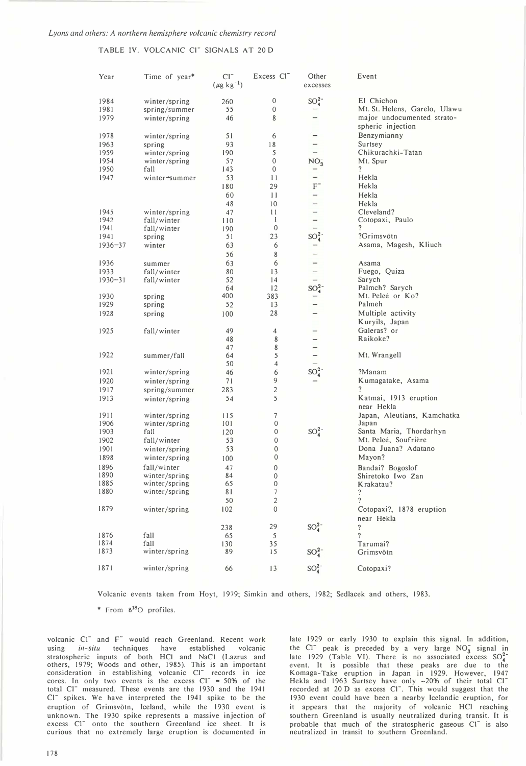TABLE IV. VOLCANIC $Cl^-$ SIGNALS AT 20 D

| Year | Time of year* | $Cl^-$ ($\mu g\ kg^{-1}$) | Excess $Cl^-$ | Other excesses | Event |
|---|---|---|---|---|---|
| 1984 | winter/spring | 260 | 0 | $SO_4^{2-}$ | El Chichon |
| 1981 | spring/summer | 55 | 0 | – | Mt. St. Helens, Garelo, Ulawu |
| 1979 | winter/spring | 46 | 8 | – | major undocumented stratospheric injection |
| 1978 | winter/spring | 51 | 6 | – | Benzymianny |
| 1963 | spring | 93 | 18 | – | Surtsey |
| 1959 | winter/spring | 190 | 5 | – | Chikurachki-Tatan |
| 1954 | winter/spring | 57 | 0 | $NO_3^-$ | Mt. Spur |
| 1950 | fall | 143 | 0 | – | ? |
| 1947 | winter→summer | 53 | 11 | – | Hekla |
| | | 180 | 29 | $F^-$ | Hekla |
| | | 60 | 11 | – | Hekla |
| | | 48 | 10 | – | Hekla |
| 1945 | winter/spring | 47 | 11 | – | Cleveland? |
| 1942 | fall/winter | 110 | 1 | – | Cotopaxi, Paulo |
| 1941 | fall/winter | 190 | 0 | – | ? |
| 1941 | spring | 51 | 23 | $SO_4^{2-}$ | ?Grimsvötn |
| 1936–37 | winter | 63 | 6 | – | Asama, Magesh, Kliuch |
| | | 56 | 8 | – | |
| 1936 | summer | 63 | 6 | – | Asama |
| 1933 | fall/winter | 80 | 13 | – | Fuego, Quiza |
| 1930–31 | fall/winter | 52 | 14 | – | Sarych |
| | | 64 | 12 | $SO_4^{2-}$ | Palmch? Sarych |
| 1930 | spring | 400 | 383 | – | Mt. Peleé or Ko? |
| 1929 | spring | 52 | 13 | – | Palmeh |
| 1928 | spring | 100 | 28 | – | Multiple activity Kuryils, Japan |
| 1925 | fall/winter | 49 | 4 | – | Galeras? or |
| | | 48 | 8 | – | Raikoke? |
| | | 47 | 8 | – | |
| 1922 | summer/fall | 64 | 5 | – | Mt. Wrangell |
| | | 50 | 4 | – | |
| 1921 | winter/spring | 46 | 6 | $SO_4^{2-}$ | ?Manam |
| 1920 | winter/spring | 71 | 9 | – | Kumagatake, Asama |
| 1917 | spring/summer | 283 | 2 | | ? |
| 1913 | winter/spring | 54 | 5 | | Katmai, 1913 eruption near Hekla |
| 1911 | winter/spring | 115 | 7 | | Japan, Aleutians, Kamchatka |
| 1906 | winter/spring | 101 | 0 | | Japan |
| 1903 | fall | 120 | 0 | $SO_4^{2-}$ | Santa Maria, Thordarhyn |
| 1902 | fall/winter | 53 | 0 | | Mt. Peleé, Soufrière |
| 1901 | winter/spring | 53 | 0 | | Dona Juana? Adatano |
| 1898 | winter/spring | 100 | 0 | | Mayon? |
| 1896 | fall/winter | 47 | 0 | | Bandai? Bogoslof |
| 1890 | winter/spring | 84 | 0 | | Shiretoko Iwo Zan |
| 1885 | winter/spring | 65 | 0 | | Krakatau? |
| 1880 | winter/spring | 81 | 7 | | ? |
| | | 50 | 2 | | ? |
| 1879 | winter/spring | 102 | 0 | | Cotopaxi?, 1878 eruption near Hekla |
| | | 238 | 29 | $SO_4^{2-}$ | ? |
| 1876 | fall | 65 | 5 | | ? |
| 1874 | fall | 130 | 35 | | Tarumai? |
| 1873 | winter/spring | 89 | 15 | $SO_4^{2-}$ | Grimsvötn |
| 1871 | winter/spring | 66 | 13 | $SO_4^{2-}$ | Cotopaxi? |

Volcanic events taken from Hoyt, 1979; Simkin and others, 1982; Sedlacek and others, 1983.

\* From $\delta^{18}O$ profiles.

volcanic $Cl^-$ and $F^-$ would reach Greenland. Recent work using *in-situ* techniques have established volcanic stratospheric inputs of both HCl and NaCl (Lazrus and others, 1979; Woods and other, 1985). This is an important consideration in establishing volcanic $Cl^-$ records in ice cores. In only two events is the excess $Cl^- \approx 50\%$ of the total $Cl^-$ measured. These events are the 1930 and the 1941 $Cl^-$ spikes. We have interpreted the 1941 spike to be the eruption of Grimsvötn, Iceland, while the 1930 event is unknown. The 1930 spike represents a massive injection of excess $Cl^-$ onto the southern Greenland ice sheet. It is curious that no extremely large eruption is documented in late 1929 or early 1930 to explain this signal. In addition, the $Cl^-$ peak is preceded by a very large $NO_3^-$ signal in late 1929 (Table VI). There is no associated excess $SO_4^{2-}$ event. It is possible that these peaks are due to the Komaga-Take eruption in Japan in 1929. However, 1947 Hekla and 1963 Surtsey have only ~20% of their total $Cl^-$ recorded at 20 D as excess $Cl^-$. This would suggest that the 1930 event could have been a nearby Icelandic eruption, for it appears that the majority of volcanic HCl reaching southern Greenland is usually neutralized during transit. It is probable that much of the stratospheric gaseous $Cl^-$ is also neutralized in transit to southern Greenland.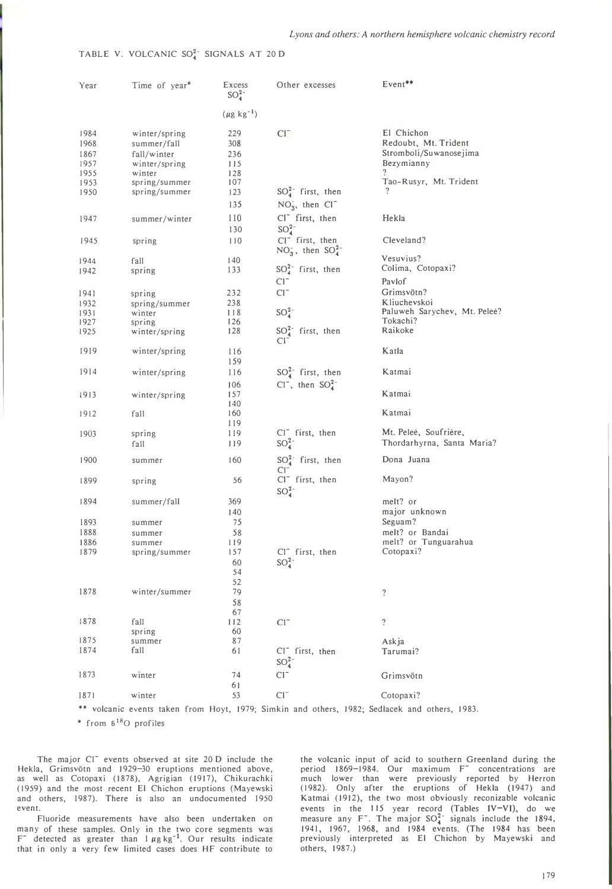TABLE V. VOLCANIC $SO_4^{2-}$ SIGNALS AT 20 D

| Year | Time of year* | Excess $SO_4^{2-}$ ($\mu g\ kg^{-1}$) | Other excesses | Event** |
|---|---|---|---|---|
| 1984 | winter/spring | 229 | $Cl^-$ | El Chichon |
| 1968 | summer/fall | 308 | | Redoubt, Mt. Trident |
| 1867 | fall/winter | 236 | | Stromboli/Suwanosejima |
| 1957 | winter/spring | 115 | | Bezymianny |
| 1955 | winter | 128 | | ? |
| 1953 | spring/summer | 107 | | Tao-Rusyr, Mt. Trident |
| 1950 | spring/summer | 123 | $SO_4^{2-}$ first, then | ? |
| | | 135 | $NO_3^-$, then $Cl^-$ | |
| 1947 | summer/winter | 110 | $Cl^-$ first, then | Hekla |
| | | 130 | $SO_4^{2-}$ | |
| 1945 | spring | 110 | $Cl^-$ first, then $NO_3^-$, then $SO_4^{2-}$ | Cleveland? |
| 1944 | fall | 140 | | Vesuvius? |
| 1942 | spring | 133 | $SO_4^{2-}$ first, then $Cl^-$ | Colima, Cotopaxi? Pavlof |
| 1941 | spring | 232 | $Cl^-$ | Grimsvötn? |
| 1932 | spring/summer | 238 | | Kliuchevskoi |
| 1931 | winter | 118 | $SO_4^{2-}$ | Paluweh Sarychev, Mt. Peleé? |
| 1927 | spring | 126 | | Tokachi? |
| 1925 | winter/spring | 128 | $SO_4^{2-}$ first, then $Cl^-$ | Raikoke |
| 1919 | winter/spring | 116 | | Katla |
| | | 159 | | |
| 1914 | winter/spring | 116 | $SO_4^{2-}$ first, then | Katmai |
| | | 106 | $Cl^-$, then $SO_4^{2-}$ | |
| 1913 | winter/spring | 157 | | Katmai |
| | | 140 | | |
| 1912 | fall | 160 | | Katmai |
| | | 119 | | |
| 1903 | spring | 119 | $Cl^-$ first, then | Mt. Peleé, Soufrière, |
| | fall | 119 | $SO_4^{2-}$ | Thordarhyrna, Santa Maria? |
| 1900 | summer | 160 | $SO_4^{2-}$ first, then $Cl^-$ | Dona Juana |
| 1899 | spring | 56 | $Cl^-$ first, then $SO_4^{2-}$ | Mayon? |
| 1894 | summer/fall | 369 | | melt? or |
| | | 140 | | major unknown |
| 1893 | summer | 75 | | Seguam? |
| 1888 | summer | 58 | | melt? or Bandai |
| 1886 | summer | 119 | | melt? or Tunguarahua |
| 1879 | spring/summer | 157 | $Cl^-$ first, then | Cotopaxi? |
| | | 60 | $SO_4^{2-}$ | |
| | | 54 | | |
| | | 52 | | |
| 1878 | winter/summer | 79 | | ? |
| | | 58 | | |
| | | 67 | | |
| 1878 | fall | 112 | $Cl^-$ | ? |
| | spring | 60 | | |
| 1875 | summer | 87 | | Askja |
| 1874 | fall | 61 | $Cl^-$ first, then $SO_4^{2-}$ | Tarumai? |
| 1873 | winter | 74 | $Cl^-$ | Grimsvötn |
| | | 61 | | |
| 1871 | winter | 53 | $Cl^-$ | Cotopaxi? |

** volcanic events taken from Hoyt, 1979; Simkin and others, 1982; Sedlacek and others, 1983.

* from $\delta^{18}O$ profiles

The major $Cl^-$ events observed at site 20 D include the Hekla, Grimsvötn and 1929–30 eruptions mentioned above, as well as Cotopaxi (1878), Agrigian (1917), Chikurachki (1959) and the most recent El Chichon eruptions (Mayewski and others, 1987). There is also an undocumented 1950 event.

Fluoride measurements have also been undertaken on many of these samples. Only in the two core segments was $F^-$ detected as greater than 1 $\mu g\ kg^{-1}$. Our results indicate that in only a very few limited cases does HF contribute to the volcanic input of acid to southern Greenland during the period 1869–1984. Our maximum $F^-$ concentrations are much lower than were previously reported by Herron (1982). Only after the eruptions of Hekla (1947) and Katmai (1912), the two most obviously reconizable volcanic events in the 115 year record (Tables IV–VI), do we measure any $F^-$. The major $SO_4^{2-}$ signals include the 1894, 1941, 1967, 1968, and 1984 events. (The 1984 has been previously interpreted as El Chichon by Mayewski and others, 1987.)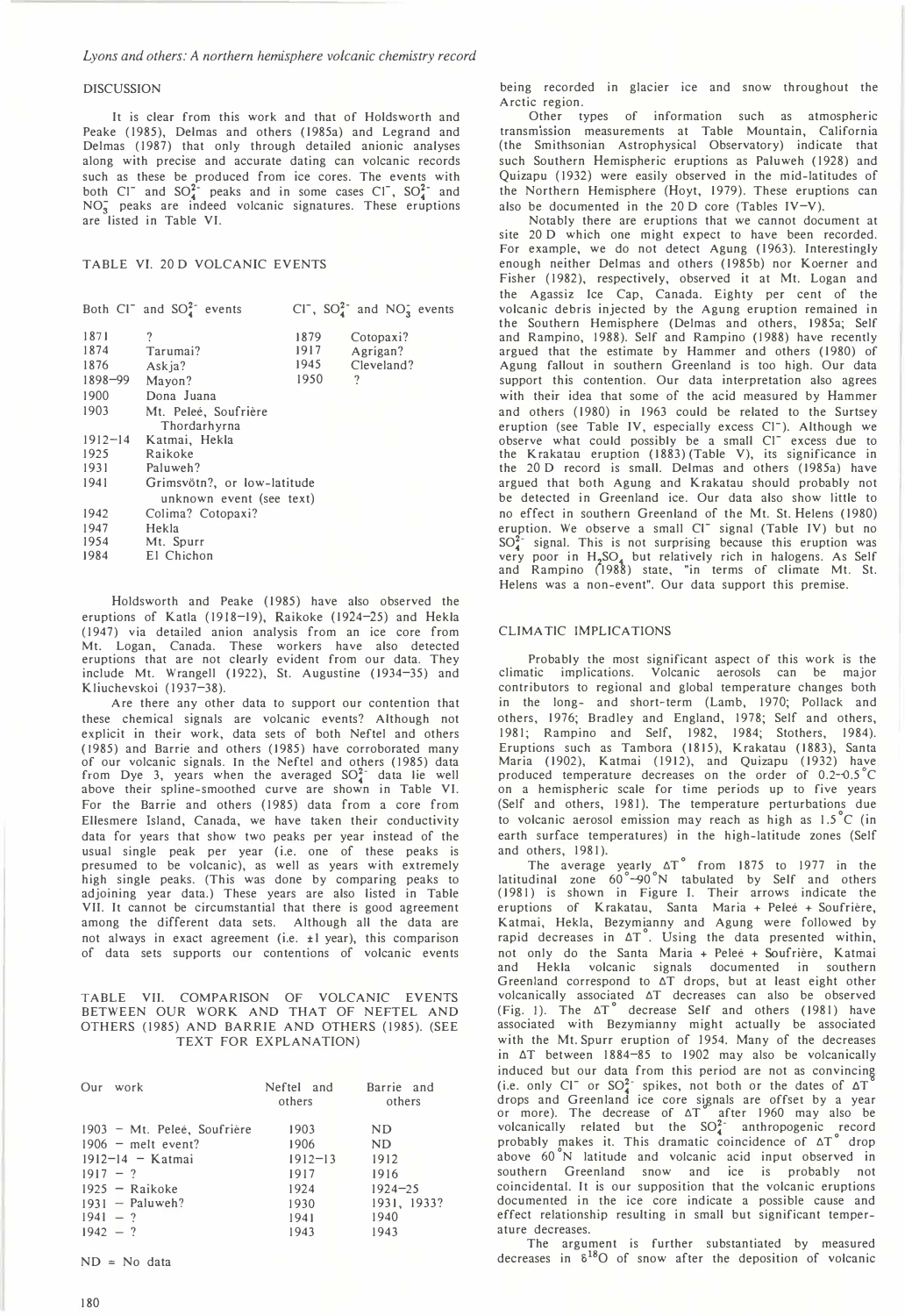## DISCUSSION

It is clear from this work and that of Holdsworth and Peake (1985), Delmas and others (1985a) and Legrand and Delmas (1987) that only through detailed anionic analyses along with precise and accurate dating can volcanic records such as these be produced from ice cores. The events with both $Cl^-$ and $SO_4^{2-}$ peaks and in some cases $Cl^-$, $SO_4^{2-}$ and $NO_3^-$ peaks are indeed volcanic signatures. These eruptions are listed in Table VI.

TABLE VI. 20 D VOLCANIC EVENTS

| Both $Cl^-$ and $SO_4^{2-}$ events | | $Cl^-$, $SO_4^{2-}$ and $NO_3^-$ events | |
|---|---|---|---|
| 1871 | ? | 1879 | Cotopaxi? |
| 1874 | Tarumai? | 1917 | Agrigan? |
| 1876 | Askja? | 1945 | Cleveland? |
| 1898–99 | Mayon? | 1950 | ? |
| 1900 | Dona Juana | | |
| 1903 | Mt. Peleé, Soufrière Thordarhyrna | | |
| 1912–14 | Katmai, Hekla | | |
| 1925 | Raikoke | | |
| 1931 | Paluweh? | | |
| 1941 | Grimsvötn?, or low-latitude unknown event (see text) | | |
| 1942 | Colima? Cotopaxi? | | |
| 1947 | Hekla | | |
| 1954 | Mt. Spurr | | |
| 1984 | El Chichon | | |

Holdsworth and Peake (1985) have also observed the eruptions of Katla (1918–19), Raikoke (1924–25) and Hekla (1947) via detailed anion analysis from an ice core from Mt. Logan, Canada. These workers have also detected eruptions that are not clearly evident from our data. They include Mt. Wrangell (1922), St. Augustine (1934–35) and Kliuchevskoi (1937–38).

Are there any other data to support our contention that these chemical signals are volcanic events? Although not explicit in their work, data sets of both Neftel and others (1985) and Barrie and others (1985) have corroborated many of our volcanic signals. In the Neftel and others (1985) data from Dye 3, years when the averaged $SO_4^{2-}$ data lie well above their spline-smoothed curve are shown in Table VI. For the Barrie and others (1985) data from a core from Ellesmere Island, Canada, we have taken their conductivity data for years that show two peaks per year instead of the usual single peak per year (i.e. one of these peaks is presumed to be volcanic), as well as years with extremely high single peaks. (This was done by comparing peaks to adjoining year data.) These years are also listed in Table VII. It cannot be circumstantial that there is good agreement among the different data sets. Although all the data are not always in exact agreement (i.e. ±1 year), this comparison of data sets supports our contentions of volcanic events

TABLE VII. COMPARISON OF VOLCANIC EVENTS BETWEEN OUR WORK AND THAT OF NEFTEL AND OTHERS (1985) AND BARRIE AND OTHERS (1985). (SEE TEXT FOR EXPLANATION)

| Our work | Neftel and others | Barrie and others |
|---|---|---|
| 1903 – Mt. Peleé, Soufrière | 1903 | ND |
| 1906 – melt event? | 1906 | ND |
| 1912–14 – Katmai | 1912–13 | 1912 |
| 1917 – ? | 1917 | 1916 |
| 1925 – Raikoke | 1924 | 1924–25 |
| 1931 – Paluweh? | 1930 | 1931, 1933? |
| 1941 – ? | 1941 | 1940 |
| 1942 – ? | 1943 | 1943 |

ND = No data

being recorded in glacier ice and snow throughout the Arctic region.

Other types of information such as atmospheric transmission measurements at Table Mountain, California (the Smithsonian Astrophysical Observatory) indicate that such Southern Hemispheric eruptions as Paluweh (1928) and Quizapu (1932) were easily observed in the mid-latitudes of the Northern Hemisphere (Hoyt, 1979). These eruptions can also be documented in the 20 D core (Tables IV–V).

Notably there are eruptions that we cannot document at site 20 D which one might expect to have been recorded. For example, we do not detect Agung (1963). Interestingly enough neither Delmas and others (1985b) nor Koerner and Fisher (1982), respectively, observed it at Mt. Logan and the Agassiz Ice Cap, Canada. Eighty per cent of the volcanic debris injected by the Agung eruption remained in the Southern Hemisphere (Delmas and others, 1985a; Self and Rampino, 1988). Self and Rampino (1988) have recently argued that the estimate by Hammer and others (1980) of Agung fallout in southern Greenland is too high. Our data support this contention. Our data interpretation also agrees with their idea that some of the acid measured by Hammer and others (1980) in 1963 could be related to the Surtsey eruption (see Table IV, especially excess $Cl^-$). Although we observe what could possibly be a small $Cl^-$ excess due to the Krakatau eruption (1883) (Table V), its significance in the 20 D record is small. Delmas and others (1985a) have argued that both Agung and Krakatau should probably not be detected in Greenland ice. Our data also show little to no effect in southern Greenland of the Mt. St. Helens (1980) eruption. We observe a small $Cl^-$ signal (Table IV) but no $SO_4^{2-}$ signal. This is not surprising because this eruption was very poor in $H_2SO_4$ but relatively rich in halogens. As Self and Rampino (1988) state, "in terms of climate Mt. St. Helens was a non-event". Our data support this premise.

## CLIMATIC IMPLICATIONS

Probably the most significant aspect of this work is the climatic implications. Volcanic aerosols can be major contributors to regional and global temperature changes both in the long- and short-term (Lamb, 1970; Pollack and others, 1976; Bradley and England, 1978; Self and others, 1981; Rampino and Self, 1982, 1984; Stothers, 1984). Eruptions such as Tambora (1815), Krakatau (1883), Santa Maria (1902), Katmai (1912), and Quizapu (1932) have produced temperature decreases on the order of 0.2–0.5°C on a hemispheric scale for time periods up to five years (Self and others, 1981). The temperature perturbations due to volcanic aerosol emission may reach as high as 1.5°C (in earth surface temperatures) in the high-latitude zones (Self and others, 1981).

The average yearly $\Delta T°$ from 1875 to 1977 in the latitudinal zone 60°–90°N tabulated by Self and others (1981) is shown in Figure 1. Their arrows indicate the eruptions of Krakatau, Santa Maria + Peleé + Soufrière, Katmai, Hekla, Bezymianny and Agung were followed by rapid decreases in $\Delta T°$. Using the data presented within, not only do the Santa Maria + Peleé + Soufrière, Katmai and Hekla volcanic signals documented in southern Greenland correspond to $\Delta T$ drops, but at least eight other volcanically associated $\Delta T$ decreases can also be observed (Fig. 1). The $\Delta T°$ decrease Self and others (1981) have associated with Bezymianny might actually be associated with the Mt. Spurr eruption of 1954. Many of the decreases in $\Delta T$ between 1884–85 to 1902 may also be volcanically induced but our data from this period are not as convincing (i.e. only $Cl^-$ or $SO_4^{2-}$ spikes, not both or the dates of $\Delta T°$ drops and Greenland ice core signals are offset by a year or more). The decrease of $\Delta T°$ after 1960 may also be volcanically related but the $SO_4^{2-}$ anthropogenic record probably makes it. This dramatic coincidence of $\Delta T°$ drop above 60°N latitude and volcanic acid input observed in southern Greenland snow and ice is probably not coincidental. It is our supposition that the volcanic eruptions documented in the ice core indicate a possible cause and effect relationship resulting in small but significant temperature decreases.

The argument is further substantiated by measured decreases in $\delta^{18}O$ of snow after the deposition of volcanic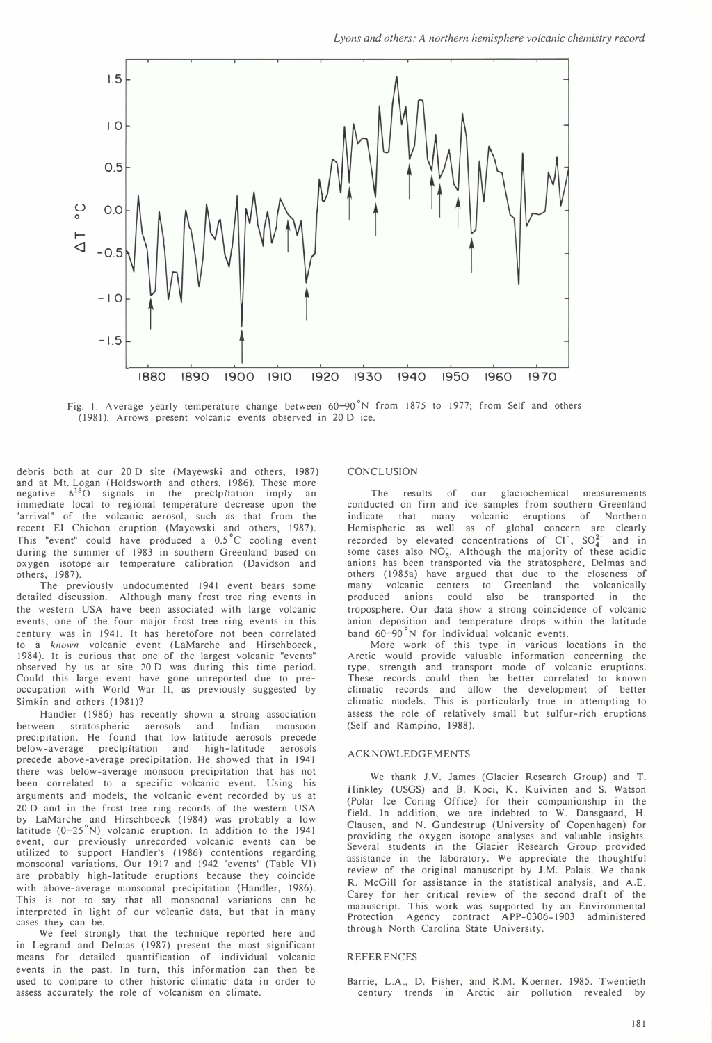Fig. 1. Average yearly temperature change between 60–90°N from 1875 to 1977; from Self and others (1981). Arrows present volcanic events observed in 20 D ice.

debris both at our 20 D site (Mayewski and others, 1987) and at Mt. Logan (Holdsworth and others, 1986). These more negative $\delta^{18}O$ signals in the precipitation imply an immediate local to regional temperature decrease upon the "arrival" of the volcanic aerosol, such as that from the recent El Chichon eruption (Mayewski and others, 1987). This "event" could have produced a 0.5°C cooling event during the summer of 1983 in southern Greenland based on oxygen isotope-air temperature calibration (Davidson and others, 1987).

The previously undocumented 1941 event bears some detailed discussion. Although many frost tree ring events in the western USA have been associated with large volcanic events, one of the four major frost tree ring events in this century was in 1941. It has heretofore not been correlated to a *known* volcanic event (LaMarche and Hirschboeck, 1984). It is curious that one of the largest volcanic "events" observed by us at site 20 D was during this time period. Could this large event have gone unreported due to pre-occupation with World War II, as previously suggested by Simkin and others (1981)?

Handler (1986) has recently shown a strong association between stratospheric aerosols and Indian monsoon precipitation. He found that low-latitude aerosols precede below-average precipitation and high-latitude aerosols precede above-average precipitation. He showed that in 1941 there was below-average monsoon precipitation that has not been correlated to a specific volcanic event. Using his arguments and models, the volcanic event recorded by us at 20 D and in the frost tree ring records of the western USA by LaMarche and Hirschboeck (1984) was probably a low latitude (0–25°N) volcanic eruption. In addition to the 1941 event, our previously unrecorded volcanic events can be utilized to support Handler's (1986) contentions regarding monsoonal variations. Our 1917 and 1942 "events" (Table VI) are probably high-latitude eruptions because they coincide with above-average monsoonal precipitation (Handler, 1986). This is not to say that all monsoonal variations can be interpreted in light of our volcanic data, but that in many cases they can be.

We feel strongly that the technique reported here and in Legrand and Delmas (1987) present the most significant means for detailed quantification of individual volcanic events in the past. In turn, this information can then be used to compare to other historic climatic data in order to assess accurately the role of volcanism on climate.

## CONCLUSION

The results of our glaciochemical measurements conducted on firn and ice samples from southern Greenland indicate that many volcanic eruptions of Northern Hemispheric as well as of global concern are clearly recorded by elevated concentrations of $Cl^-$, $SO_4^{2-}$ and in some cases also $NO_3^-$. Although the majority of these acidic anions has been transported via the stratosphere, Delmas and others (1985a) have argued that due to the closeness of many volcanic centers to Greenland the volcanically produced anions could also be transported in the troposphere. Our data show a strong coincidence of volcanic anion deposition and temperature drops within the latitude band 60–90°N for individual volcanic events.

More work of this type in various locations in the Arctic would provide valuable information concerning the type, strength and transport mode of volcanic eruptions. These records could then be better correlated to known climatic records and allow the development of better climatic models. This is particularly true in attempting to assess the role of relatively small but sulfur-rich eruptions (Self and Rampino, 1988).

## ACKNOWLEDGEMENTS

We thank J.V. James (Glacier Research Group) and T. Hinkley (USGS) and B. Koci, K. Kuivinen and S. Watson (Polar Ice Coring Office) for their companionship in the field. In addition, we are indebted to W. Dansgaard, H. Clausen, and N. Gundestrup (University of Copenhagen) for providing the oxygen isotope analyses and valuable insights. Several students in the Glacier Research Group provided assistance in the laboratory. We appreciate the thoughtful review of the original manuscript by J.M. Palais. We thank R. McGill for assistance in the statistical analysis, and A.E. Carey for her critical review of the second draft of the manuscript. This work was supported by an Environmental Protection Agency contract APP-0306-1903 administered through North Carolina State University.

## REFERENCES

Barrie, L.A., D. Fisher, and R.M. Koerner. 1985. Twentieth century trends in Arctic air pollution revealed by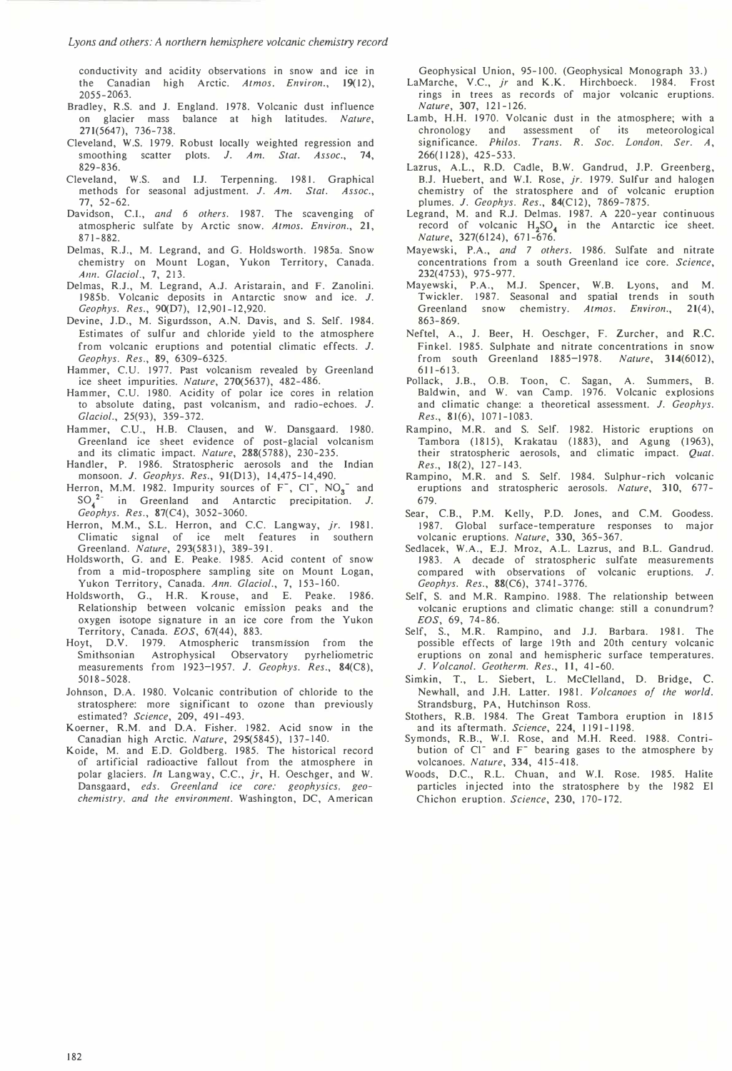conductivity and acidity observations in snow and ice in the Canadian high Arctic. *Atmos. Environ.*, **19**(12), 2055-2063.

Bradley, R.S. and J. England. 1978. Volcanic dust influence on glacier mass balance at high latitudes. *Nature*, **271**(5647), 736-738.

Cleveland, W.S. 1979. Robust locally weighted regression and smoothing scatter plots. *J. Am. Stat. Assoc.*, **74**, 829-836.

Cleveland, W.S. and I.J. Terpenning. 1981. Graphical methods for seasonal adjustment. *J. Am. Stat. Assoc.*, **77**, 52-62.

Davidson, C.I., *and 6 others*. 1987. The scavenging of atmospheric sulfate by Arctic snow. *Atmos. Environ.*, **21**, 871-882.

Delmas, R.J., M. Legrand, and G. Holdsworth. 1985a. Snow chemistry on Mount Logan, Yukon Territory, Canada. *Ann. Glaciol.*, **7**, 213.

Delmas, R.J., M. Legrand, A.J. Aristarain, and F. Zanolini. 1985b. Volcanic deposits in Antarctic snow and ice. *J. Geophys. Res.*, **90**(D7), 12,901-12,920.

Devine, J.D., M. Sigurdsson, A.N. Davis, and S. Self. 1984. Estimates of sulfur and chloride yield to the atmosphere from volcanic eruptions and potential climatic effects. *J. Geophys. Res.*, **89**, 6309-6325.

Hammer, C.U. 1977. Past volcanism revealed by Greenland ice sheet impurities. *Nature*, **270**(5637), 482-486.

Hammer, C.U. 1980. Acidity of polar ice cores in relation to absolute dating, past volcanism, and radio-echoes. *J. Glaciol.*, **25**(93), 359-372.

Hammer, C.U., H.B. Clausen, and W. Dansgaard. 1980. Greenland ice sheet evidence of post-glacial volcanism and its climatic impact. *Nature*, **288**(5788), 230-235.

Handler, P. 1986. Stratospheric aerosols and the Indian monsoon. *J. Geophys. Res.*, **91**(D13), 14,475-14,490.

Herron, M.M. 1982. Impurity sources of $F^-$, $Cl^-$, $NO_3^-$ and $SO_4^{2-}$ in Greenland and Antarctic precipitation. *J. Geophys. Res.*, **87**(C4), 3052-3060.

Herron, M.M., S.L. Herron, and C.C. Langway, *jr*. 1981. Climatic signal of ice melt features in southern Greenland. *Nature*, 293(5831), 389-391.

Holdsworth, G. and E. Peake. 1985. Acid content of snow from a mid-troposphere sampling site on Mount Logan, Yukon Territory, Canada. *Ann. Glaciol.*, **7**, 153-160.

Holdsworth, G., H.R. Krouse, and E. Peake. 1986. Relationship between volcanic emission peaks and the oxygen isotope signature in an ice core from the Yukon Territory, Canada. *EOS*, **67**(44), 883.

Hoyt, D.V. 1979. Atmospheric transmission from the Smithsonian Astrophysical Observatory pyrheliometric measurements from 1923–1957. *J. Geophys. Res.*, **84**(C8), 5018-5028.

Johnson, D.A. 1980. Volcanic contribution of chloride to the stratosphere: more significant to ozone than previously estimated? *Science*, **209**, 491-493.

Koerner, R.M. and D.A. Fisher. 1982. Acid snow in the Canadian high Arctic. *Nature*, **295**(5845), 137-140.

Koide, M. and E.D. Goldberg. 1985. The historical record of artificial radioactive fallout from the atmosphere in polar glaciers. *In* Langway, C.C., *jr*, H. Oeschger, and W. Dansgaard, *eds. Greenland ice core: geophysics, geochemistry, and the environment*. Washington, DC, American Geophysical Union, 95-100. (Geophysical Monograph 33.)

LaMarche, V.C., *jr* and K.K. Hirchboeck. 1984. Frost rings in trees as records of major volcanic eruptions. *Nature*, **307**, 121-126.

Lamb, H.H. 1970. Volcanic dust in the atmosphere; with a chronology and assessment of its meteorological significance. *Philos. Trans. R. Soc. London, Ser. A*, 266(1128), 425-533.

Lazrus, A.L., R.D. Cadle, B.W. Gandrud, J.P. Greenberg, B.J. Huebert, and W.I. Rose, *jr*. 1979. Sulfur and halogen chemistry of the stratosphere and of volcanic eruption plumes. *J. Geophys. Res.*, **84**(C12), 7869-7875.

Legrand, M. and R.J. Delmas. 1987. A 220-year continuous record of volcanic $H_2SO_4$ in the Antarctic ice sheet. *Nature*, **327**(6124), 671-676.

Mayewski, P.A., *and 7 others*. 1986. Sulfate and nitrate concentrations from a south Greenland ice core. *Science*, **232**(4753), 975-977.

Mayewski, P.A., M.J. Spencer, W.B. Lyons, and M. Twickler. 1987. Seasonal and spatial trends in south Greenland snow chemistry. *Atmos. Environ.*, **21**(4), 863-869.

Neftel, A., J. Beer, H. Oeschger, F. Zurcher, and R.C. Finkel. 1985. Sulphate and nitrate concentrations in snow from south Greenland 1885–1978. *Nature*, **314**(6012), 611-613.

Pollack, J.B., O.B. Toon, C. Sagan, A. Summers, B. Baldwin, and W. van Camp. 1976. Volcanic explosions and climatic change: a theoretical assessment. *J. Geophys. Res.*, **81**(6), 1071-1083.

Rampino, M.R. and S. Self. 1982. Historic eruptions on Tambora (1815), Krakatau (1883), and Agung (1963), their stratospheric aerosols, and climatic impact. *Quat. Res.*, **18**(2), 127-143.

Rampino, M.R. and S. Self. 1984. Sulphur-rich volcanic eruptions and stratospheric aerosols. *Nature*, **310**, 677-679.

Sear, C.B., P.M. Kelly, P.D. Jones, and C.M. Goodess. 1987. Global surface-temperature responses to major volcanic eruptions. *Nature*, **330**, 365-367.

Sedlacek, W.A., E.J. Mroz, A.L. Lazrus, and B.L. Gandrud. 1983. A decade of stratospheric sulfate measurements compared with observations of volcanic eruptions. *J. Geophys. Res.*, **88**(C6), 3741-3776.

Self, S. and M.R. Rampino. 1988. The relationship between volcanic eruptions and climatic change: still a conundrum? *EOS*, 69, 74-86.

Self, S., M.R. Rampino, and J.J. Barbara. 1981. The possible effects of large 19th and 20th century volcanic eruptions on zonal and hemispheric surface temperatures. *J. Volcanol. Geotherm. Res.*, **11**, 41-60.

Simkin, T., L. Siebert, L. McClelland, D. Bridge, C. Newhall, and J.H. Latter. 1981. *Volcanoes of the world*. Strandsburg, PA, Hutchinson Ross.

Stothers, R.B. 1984. The Great Tambora eruption in 1815 and its aftermath. *Science*, 224, 1191-1198.

Symonds, R.B., W.I. Rose, and M.H. Reed. 1988. Contribution of $Cl^-$ and $F^-$ bearing gases to the atmosphere by volcanoes. *Nature*, **334**, 415-418.

Woods, D.C., R.L. Chuan, and W.I. Rose. 1985. Halite particles injected into the stratosphere by the 1982 El Chichon eruption. *Science*, **230**, 170-172.